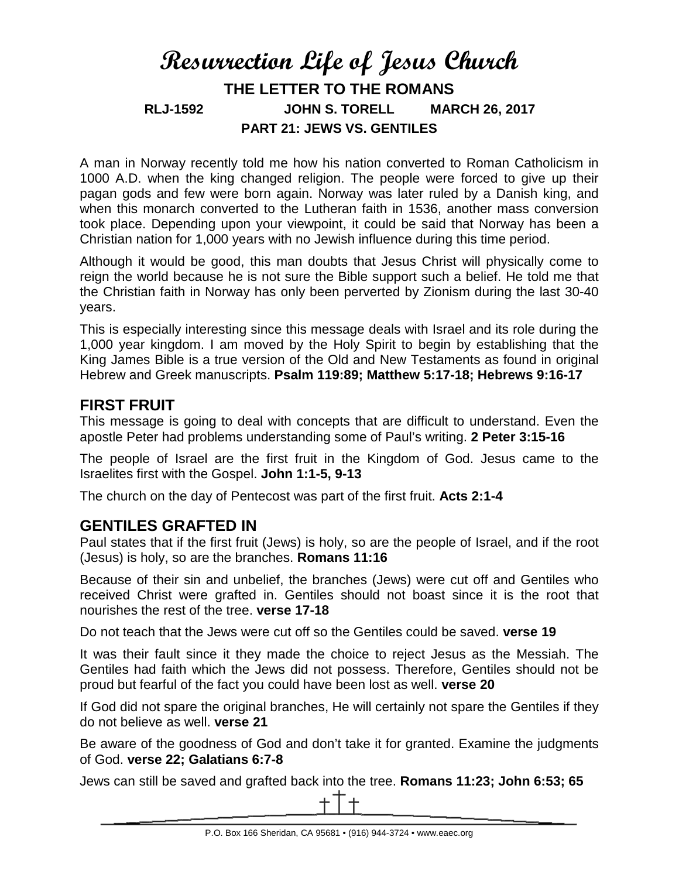# Resurrection Life of Jesus Church

## THE LETTER TO THE ROMANS

**RLJ-1592 JOHN S. TORELL MARCH 26, 2017**

**PART 21: JEWS VS. GENTILES**

A man in Norway recently told me how his nation converted to Roman Catholicism in 1000 A.D. when the king changed religion. The people were forced to give up their pagan gods and few were born again. Norway was later ruled by a Danish king, and when this monarch converted to the Lutheran faith in 1536, another mass conversion took place. Depending upon your viewpoint, it could be said that Norway has been a Christian nation for 1,000 years with no Jewish influence during this time period.

Although it would be good, this man doubts that Jesus Christ will physically come to reign the world because he is not sure the Bible support such a belief. He told me that the Christian faith in Norway has only been perverted by Zionism during the last 30-40 years.

This is especially interesting since this message deals with Israel and its role during the 1,000 year kingdom. I am moved by the Holy Spirit to begin by establishing that the King James Bible is a true version of the Old and New Testaments as found in original Hebrew and Greek manuscripts. **Psalm 119:89; Matthew 5:17-18; Hebrews 9:16-17**

## FIRST FRUIT

This message is going to deal with concepts that are difficult to understand. Even the apostle Peter had problems understanding some of Paul's writing. **2 Peter 3:15-16**

The people of Israel are the first fruit in the Kingdom of God. Jesus came to the Israelites first with the Gospel. **John 1:1-5, 9-13**

The church on the day of Pentecost was part of the first fruit. **Acts 2:1-4**

## GENTILES GRAFTED IN

Paul states that if the first fruit (Jews) is holy, so are the people of Israel, and if the root (Jesus) is holy, so are the branches. **Romans 11:16**

Because of their sin and unbelief, the branches (Jews) were cut off and Gentiles who received Christ were grafted in. Gentiles should not boast since it is the root that nourishes the rest of the tree. **verse 17-18**

Do not teach that the Jews were cut off so the Gentiles could be saved. **verse 19**

It was their fault since it they made the choice to reject Jesus as the Messiah. The Gentiles had faith which the Jews did not possess. Therefore, Gentiles should not be proud but fearful of the fact you could have been lost as well. **verse 20**

If God did not spare the original branches, He will certainly not spare the Gentiles if they do not believe as well. **verse 21**

Be aware of the goodness of God and don't take it for granted. Examine the judgments of God. **verse 22; Galatians 6:7-8**

Jews can still be saved and grafted back into the tree. **Romans 11:23; John 6:53; 65**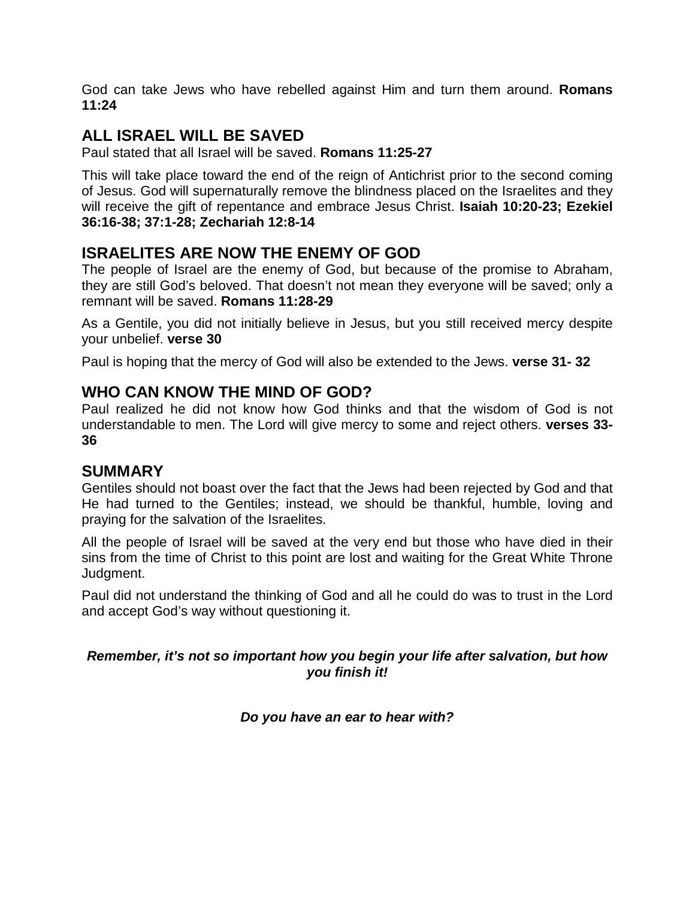God can take Jews who have rebelled against Him and turn them around. **Romans 11:24**

## ALL ISRAEL WILL BE SAVED

Paul stated that all Israel will be saved. **Romans 11:25-27**

This will take place toward the end of the reign of Antichrist prior to the second coming of Jesus. God will supernaturally remove the blindness placed on the Israelites and they will receive the gift of repentance and embrace Jesus Christ. **Isaiah 10:20-23; Ezekiel 36:16-38; 37:1-28; Zechariah 12:8-14**

## ISRAELITES ARE NOW THE ENEMY OF GOD

The people of Israel are the enemy of God, but because of the promise to Abraham, they are still God's beloved. That doesn't not mean they everyone will be saved; only a remnant will be saved. **Romans 11:28-29**

As a Gentile, you did not initially believe in Jesus, but you still received mercy despite your unbelief. **verse 30**

Paul is hoping that the mercy of God will also be extended to the Jews. **verse 31- 32**

## WHO CAN KNOW THE MIND OF GOD?

Paul realized he did not know how God thinks and that the wisdom of God is not understandable to men. The Lord will give mercy to some and reject others. **verses 33-36**

## SUMMARY

Gentiles should not boast over the fact that the Jews had been rejected by God and that He had turned to the Gentiles; instead, we should be thankful, humble, loving and praying for the salvation of the Israelites.

All the people of Israel will be saved at the very end but those who have died in their sins from the time of Christ to this point are lost and waiting for the Great White Throne Judgment.

Paul did not understand the thinking of God and all he could do was to trust in the Lord and accept God's way without questioning it.

***Remember, it's not so important how you begin your life after salvation, but how you finish it!***

***Do you have an ear to hear with?***